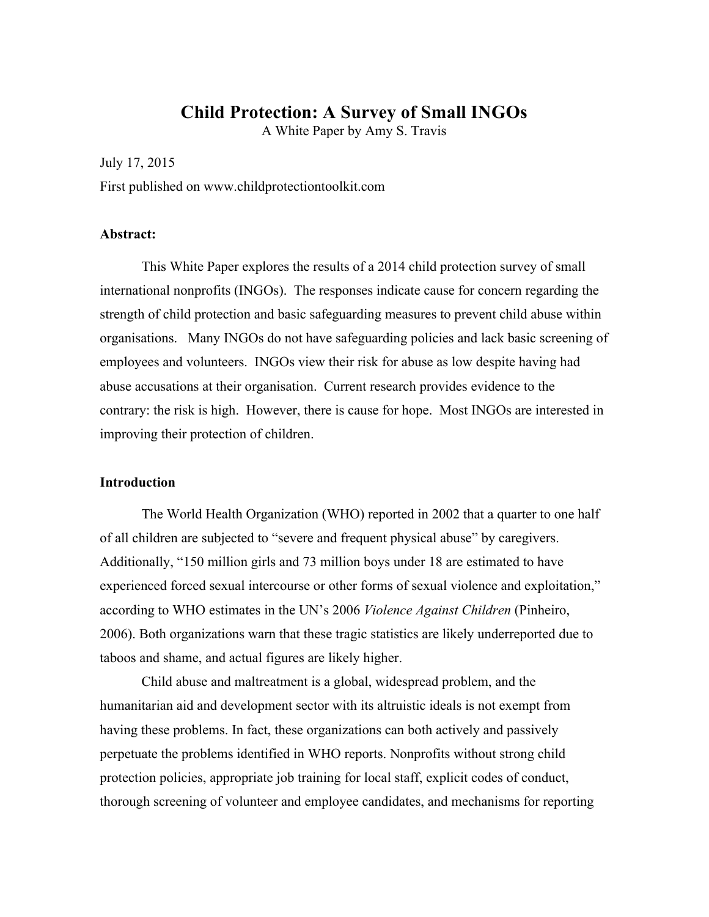# Child Protection: A Survey of Small INGOs

A White Paper by Amy S. Travis

July 17, 2015

First published on www.childprotectiontoolkit.com

**Abstract:**

This White Paper explores the results of a 2014 child protection survey of small international nonprofits (INGOs). The responses indicate cause for concern regarding the strength of child protection and basic safeguarding measures to prevent child abuse within organisations. Many INGOs do not have safeguarding policies and lack basic screening of employees and volunteers. INGOs view their risk for abuse as low despite having had abuse accusations at their organisation. Current research provides evidence to the contrary: the risk is high. However, there is cause for hope. Most INGOs are interested in improving their protection of children.

**Introduction**

The World Health Organization (WHO) reported in 2002 that a quarter to one half of all children are subjected to "severe and frequent physical abuse" by caregivers. Additionally, "150 million girls and 73 million boys under 18 are estimated to have experienced forced sexual intercourse or other forms of sexual violence and exploitation," according to WHO estimates in the UN's 2006 *Violence Against Children* (Pinheiro, 2006). Both organizations warn that these tragic statistics are likely underreported due to taboos and shame, and actual figures are likely higher.

Child abuse and maltreatment is a global, widespread problem, and the humanitarian aid and development sector with its altruistic ideals is not exempt from having these problems. In fact, these organizations can both actively and passively perpetuate the problems identified in WHO reports. Nonprofits without strong child protection policies, appropriate job training for local staff, explicit codes of conduct, thorough screening of volunteer and employee candidates, and mechanisms for reporting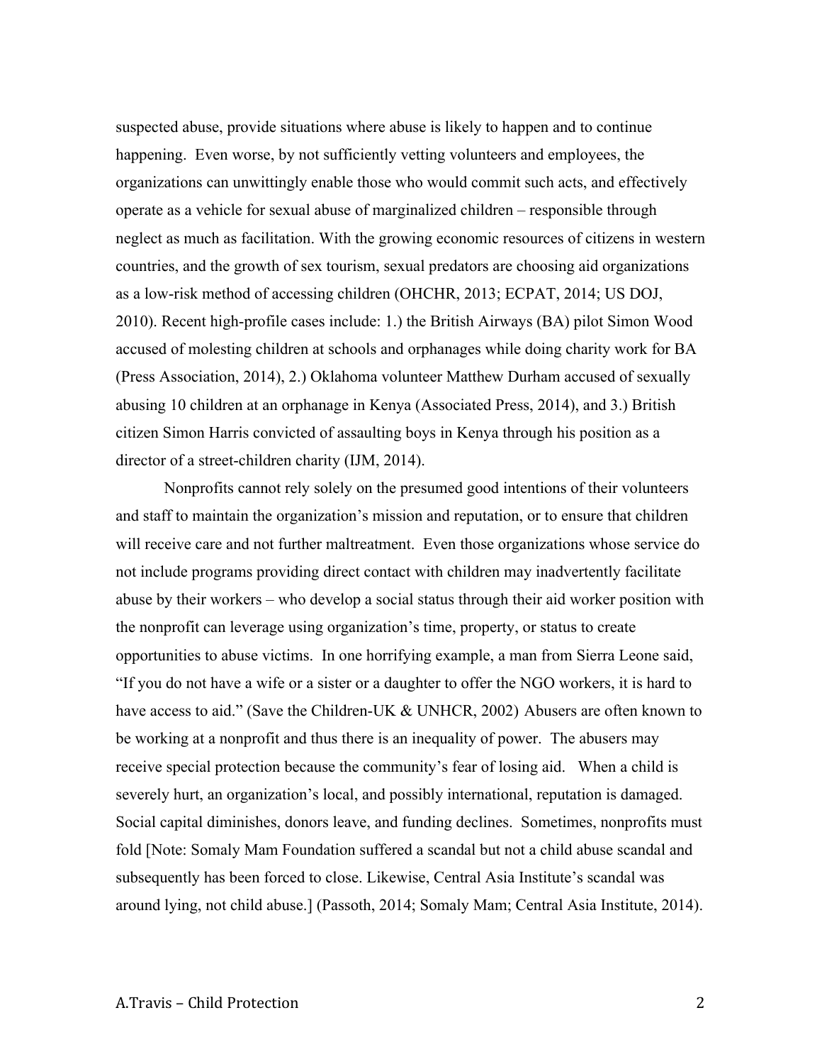suspected abuse, provide situations where abuse is likely to happen and to continue happening. Even worse, by not sufficiently vetting volunteers and employees, the organizations can unwittingly enable those who would commit such acts, and effectively operate as a vehicle for sexual abuse of marginalized children – responsible through neglect as much as facilitation. With the growing economic resources of citizens in western countries, and the growth of sex tourism, sexual predators are choosing aid organizations as a low-risk method of accessing children (OHCHR, 2013; ECPAT, 2014; US DOJ, 2010). Recent high-profile cases include: 1.) the British Airways (BA) pilot Simon Wood accused of molesting children at schools and orphanages while doing charity work for BA (Press Association, 2014), 2.) Oklahoma volunteer Matthew Durham accused of sexually abusing 10 children at an orphanage in Kenya (Associated Press, 2014), and 3.) British citizen Simon Harris convicted of assaulting boys in Kenya through his position as a director of a street-children charity (IJM, 2014).

Nonprofits cannot rely solely on the presumed good intentions of their volunteers and staff to maintain the organization's mission and reputation, or to ensure that children will receive care and not further maltreatment. Even those organizations whose service do not include programs providing direct contact with children may inadvertently facilitate abuse by their workers – who develop a social status through their aid worker position with the nonprofit can leverage using organization's time, property, or status to create opportunities to abuse victims. In one horrifying example, a man from Sierra Leone said, "If you do not have a wife or a sister or a daughter to offer the NGO workers, it is hard to have access to aid." (Save the Children-UK & UNHCR, 2002) Abusers are often known to be working at a nonprofit and thus there is an inequality of power. The abusers may receive special protection because the community's fear of losing aid. When a child is severely hurt, an organization's local, and possibly international, reputation is damaged. Social capital diminishes, donors leave, and funding declines. Sometimes, nonprofits must fold [Note: Somaly Mam Foundation suffered a scandal but not a child abuse scandal and subsequently has been forced to close. Likewise, Central Asia Institute's scandal was around lying, not child abuse.] (Passoth, 2014; Somaly Mam; Central Asia Institute, 2014).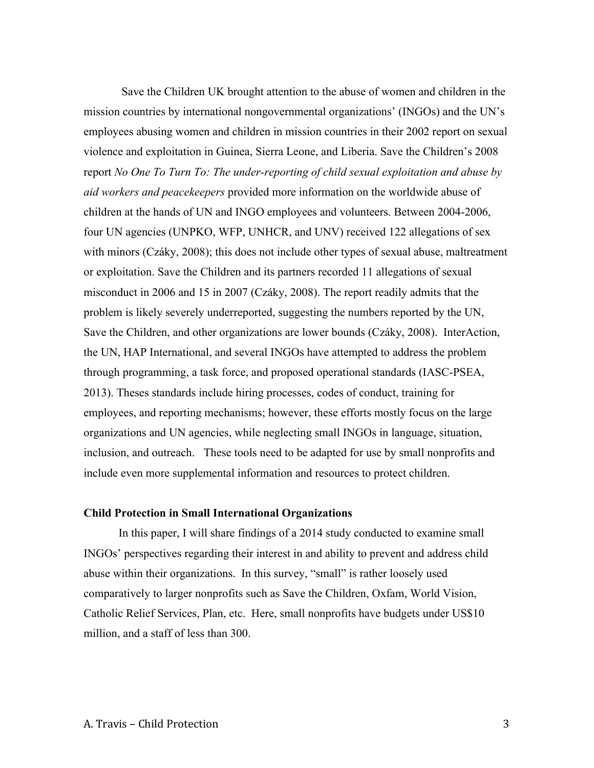Save the Children UK brought attention to the abuse of women and children in the mission countries by international nongovernmental organizations' (INGOs) and the UN's employees abusing women and children in mission countries in their 2002 report on sexual violence and exploitation in Guinea, Sierra Leone, and Liberia. Save the Children's 2008 report *No One To Turn To: The under-reporting of child sexual exploitation and abuse by aid workers and peacekeepers* provided more information on the worldwide abuse of children at the hands of UN and INGO employees and volunteers. Between 2004-2006, four UN agencies (UNPKO, WFP, UNHCR, and UNV) received 122 allegations of sex with minors (Czáky, 2008); this does not include other types of sexual abuse, maltreatment or exploitation. Save the Children and its partners recorded 11 allegations of sexual misconduct in 2006 and 15 in 2007 (Czáky, 2008). The report readily admits that the problem is likely severely underreported, suggesting the numbers reported by the UN, Save the Children, and other organizations are lower bounds (Czáky, 2008). InterAction, the UN, HAP International, and several INGOs have attempted to address the problem through programming, a task force, and proposed operational standards (IASC-PSEA, 2013). Theses standards include hiring processes, codes of conduct, training for employees, and reporting mechanisms; however, these efforts mostly focus on the large organizations and UN agencies, while neglecting small INGOs in language, situation, inclusion, and outreach. These tools need to be adapted for use by small nonprofits and include even more supplemental information and resources to protect children.

**Child Protection in Small International Organizations**

In this paper, I will share findings of a 2014 study conducted to examine small INGOs' perspectives regarding their interest in and ability to prevent and address child abuse within their organizations. In this survey, "small" is rather loosely used comparatively to larger nonprofits such as Save the Children, Oxfam, World Vision, Catholic Relief Services, Plan, etc. Here, small nonprofits have budgets under US$10 million, and a staff of less than 300.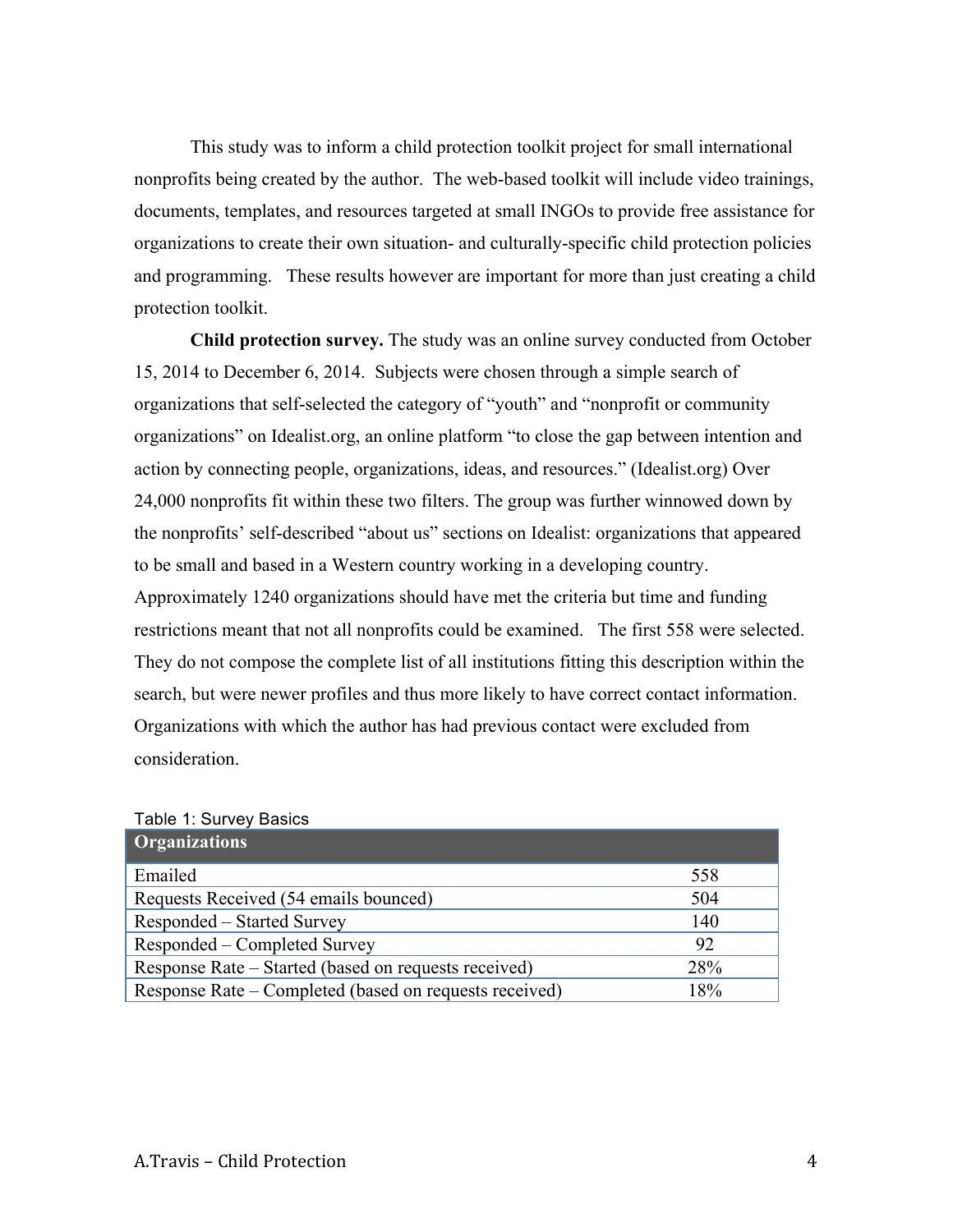This study was to inform a child protection toolkit project for small international nonprofits being created by the author. The web-based toolkit will include video trainings, documents, templates, and resources targeted at small INGOs to provide free assistance for organizations to create their own situation- and culturally-specific child protection policies and programming. These results however are important for more than just creating a child protection toolkit.

**Child protection survey.** The study was an online survey conducted from October 15, 2014 to December 6, 2014. Subjects were chosen through a simple search of organizations that self-selected the category of "youth" and "nonprofit or community organizations" on Idealist.org, an online platform "to close the gap between intention and action by connecting people, organizations, ideas, and resources." (Idealist.org) Over 24,000 nonprofits fit within these two filters. The group was further winnowed down by the nonprofits' self-described "about us" sections on Idealist: organizations that appeared to be small and based in a Western country working in a developing country. Approximately 1240 organizations should have met the criteria but time and funding restrictions meant that not all nonprofits could be examined. The first 558 were selected. They do not compose the complete list of all institutions fitting this description within the search, but were newer profiles and thus more likely to have correct contact information. Organizations with which the author has had previous contact were excluded from consideration.

Table 1: Survey Basics

| Organizations | |
|---|---|
| Emailed | 558 |
| Requests Received (54 emails bounced) | 504 |
| Responded – Started Survey | 140 |
| Responded – Completed Survey | 92 |
| Response Rate – Started (based on requests received) | 28% |
| Response Rate – Completed (based on requests received) | 18% |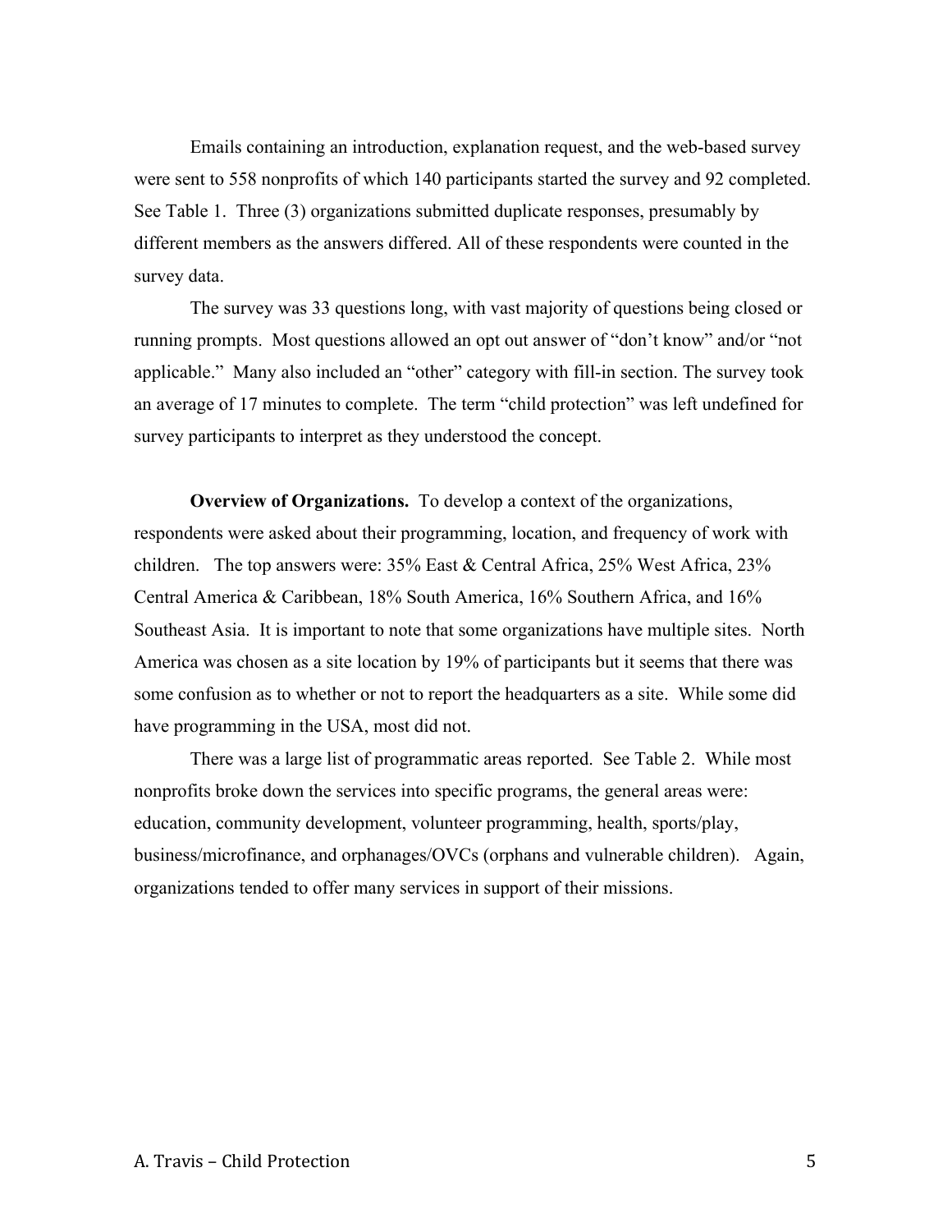Emails containing an introduction, explanation request, and the web-based survey were sent to 558 nonprofits of which 140 participants started the survey and 92 completed. See Table 1. Three (3) organizations submitted duplicate responses, presumably by different members as the answers differed. All of these respondents were counted in the survey data.

The survey was 33 questions long, with vast majority of questions being closed or running prompts. Most questions allowed an opt out answer of "don't know" and/or "not applicable." Many also included an "other" category with fill-in section. The survey took an average of 17 minutes to complete. The term "child protection" was left undefined for survey participants to interpret as they understood the concept.

**Overview of Organizations.** To develop a context of the organizations, respondents were asked about their programming, location, and frequency of work with children. The top answers were: 35% East & Central Africa, 25% West Africa, 23% Central America & Caribbean, 18% South America, 16% Southern Africa, and 16% Southeast Asia. It is important to note that some organizations have multiple sites. North America was chosen as a site location by 19% of participants but it seems that there was some confusion as to whether or not to report the headquarters as a site. While some did have programming in the USA, most did not.

There was a large list of programmatic areas reported. See Table 2. While most nonprofits broke down the services into specific programs, the general areas were: education, community development, volunteer programming, health, sports/play, business/microfinance, and orphanages/OVCs (orphans and vulnerable children). Again, organizations tended to offer many services in support of their missions.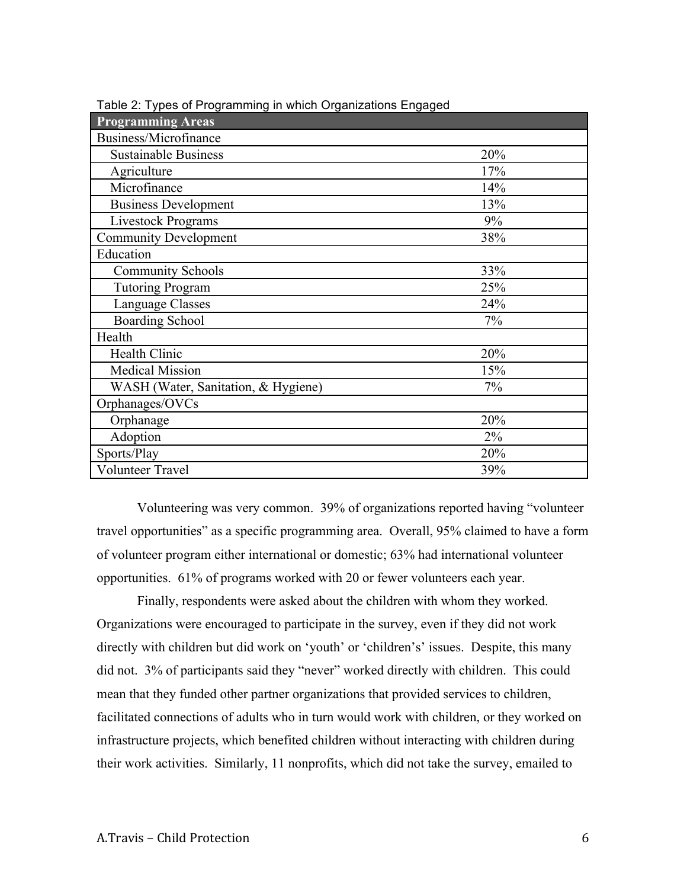Table 2: Types of Programming in which Organizations Engaged

| Programming Areas | |
|---|---|
| Business/Microfinance | |
| Sustainable Business | 20% |
| Agriculture | 17% |
| Microfinance | 14% |
| Business Development | 13% |
| Livestock Programs | 9% |
| Community Development | 38% |
| Education | |
| Community Schools | 33% |
| Tutoring Program | 25% |
| Language Classes | 24% |
| Boarding School | 7% |
| Health | |
| Health Clinic | 20% |
| Medical Mission | 15% |
| WASH (Water, Sanitation, & Hygiene) | 7% |
| Orphanages/OVCs | |
| Orphanage | 20% |
| Adoption | 2% |
| Sports/Play | 20% |
| Volunteer Travel | 39% |

Volunteering was very common. 39% of organizations reported having "volunteer travel opportunities" as a specific programming area. Overall, 95% claimed to have a form of volunteer program either international or domestic; 63% had international volunteer opportunities. 61% of programs worked with 20 or fewer volunteers each year.

Finally, respondents were asked about the children with whom they worked. Organizations were encouraged to participate in the survey, even if they did not work directly with children but did work on 'youth' or 'children's' issues. Despite, this many did not. 3% of participants said they "never" worked directly with children. This could mean that they funded other partner organizations that provided services to children, facilitated connections of adults who in turn would work with children, or they worked on infrastructure projects, which benefited children without interacting with children during their work activities. Similarly, 11 nonprofits, which did not take the survey, emailed to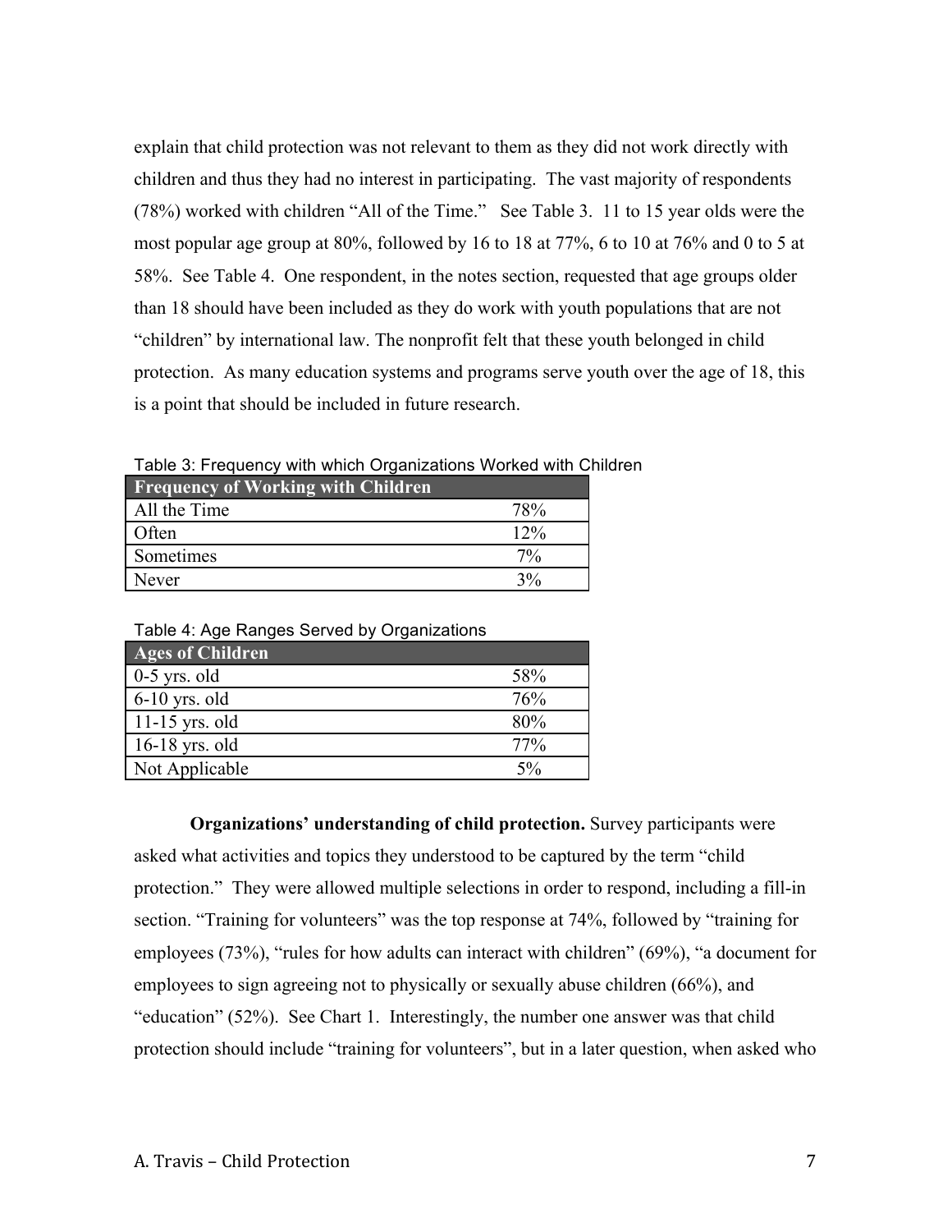explain that child protection was not relevant to them as they did not work directly with children and thus they had no interest in participating. The vast majority of respondents (78%) worked with children "All of the Time." See Table 3. 11 to 15 year olds were the most popular age group at 80%, followed by 16 to 18 at 77%, 6 to 10 at 76% and 0 to 5 at 58%. See Table 4. One respondent, in the notes section, requested that age groups older than 18 should have been included as they do work with youth populations that are not "children" by international law. The nonprofit felt that these youth belonged in child protection. As many education systems and programs serve youth over the age of 18, this is a point that should be included in future research.

Table 3: Frequency with which Organizations Worked with Children

| Frequency of Working with Children | |
|---|---|
| All the Time | 78% |
| Often | 12% |
| Sometimes | 7% |
| Never | 3% |

Table 4: Age Ranges Served by Organizations

| Ages of Children | |
|---|---|
| 0-5 yrs. old | 58% |
| 6-10 yrs. old | 76% |
| 11-15 yrs. old | 80% |
| 16-18 yrs. old | 77% |
| Not Applicable | 5% |

**Organizations' understanding of child protection.** Survey participants were asked what activities and topics they understood to be captured by the term "child protection." They were allowed multiple selections in order to respond, including a fill-in section. "Training for volunteers" was the top response at 74%, followed by "training for employees (73%), "rules for how adults can interact with children" (69%), "a document for employees to sign agreeing not to physically or sexually abuse children (66%), and "education" (52%). See Chart 1. Interestingly, the number one answer was that child protection should include "training for volunteers", but in a later question, when asked who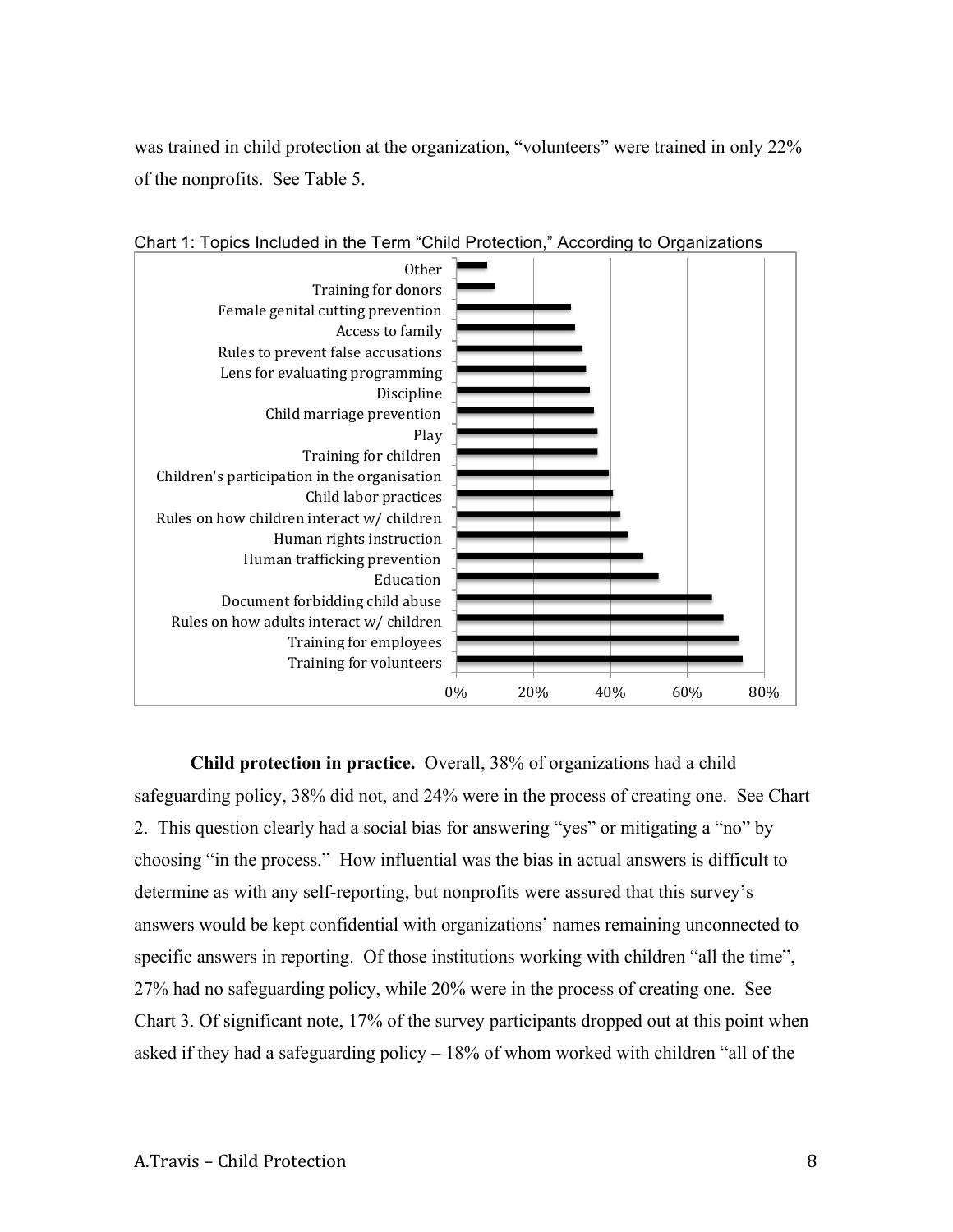was trained in child protection at the organization, "volunteers" were trained in only 22% of the nonprofits. See Table 5.

Chart 1: Topics Included in the Term "Child Protection," According to Organizations

Other
Training for donors
Female genital cutting prevention
Access to family
Rules to prevent false accusations
Lens for evaluating programming
Discipline
Child marriage prevention
Play
Training for children
Children's participation in the organisation
Child labor practices
Rules on how children interact w/ children
Human rights instruction
Human trafficking prevention
Education
Document forbidding child abuse
Rules on how adults interact w/ children
Training for employees
Training for volunteers

0% 20% 40% 60% 80%

**Child protection in practice.** Overall, 38% of organizations had a child safeguarding policy, 38% did not, and 24% were in the process of creating one. See Chart 2. This question clearly had a social bias for answering "yes" or mitigating a "no" by choosing "in the process." How influential was the bias in actual answers is difficult to determine as with any self-reporting, but nonprofits were assured that this survey's answers would be kept confidential with organizations' names remaining unconnected to specific answers in reporting. Of those institutions working with children "all the time", 27% had no safeguarding policy, while 20% were in the process of creating one. See Chart 3. Of significant note, 17% of the survey participants dropped out at this point when asked if they had a safeguarding policy – 18% of whom worked with children "all of the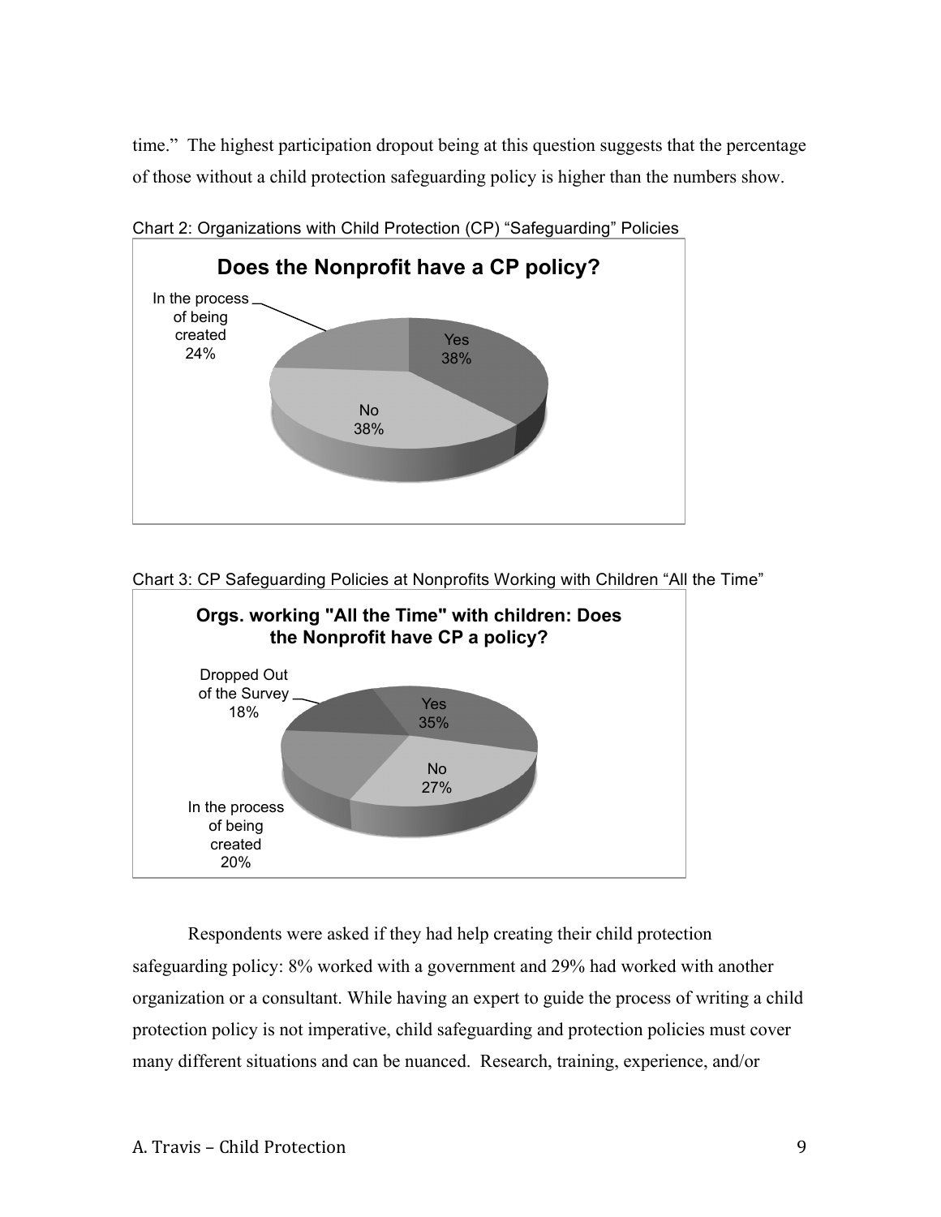time." The highest participation dropout being at this question suggests that the percentage of those without a child protection safeguarding policy is higher than the numbers show.

Chart 2: Organizations with Child Protection (CP) "Safeguarding" Policies

Chart 3: CP Safeguarding Policies at Nonprofits Working with Children "All the Time"

Respondents were asked if they had help creating their child protection safeguarding policy: 8% worked with a government and 29% had worked with another organization or a consultant. While having an expert to guide the process of writing a child protection policy is not imperative, child safeguarding and protection policies must cover many different situations and can be nuanced. Research, training, experience, and/or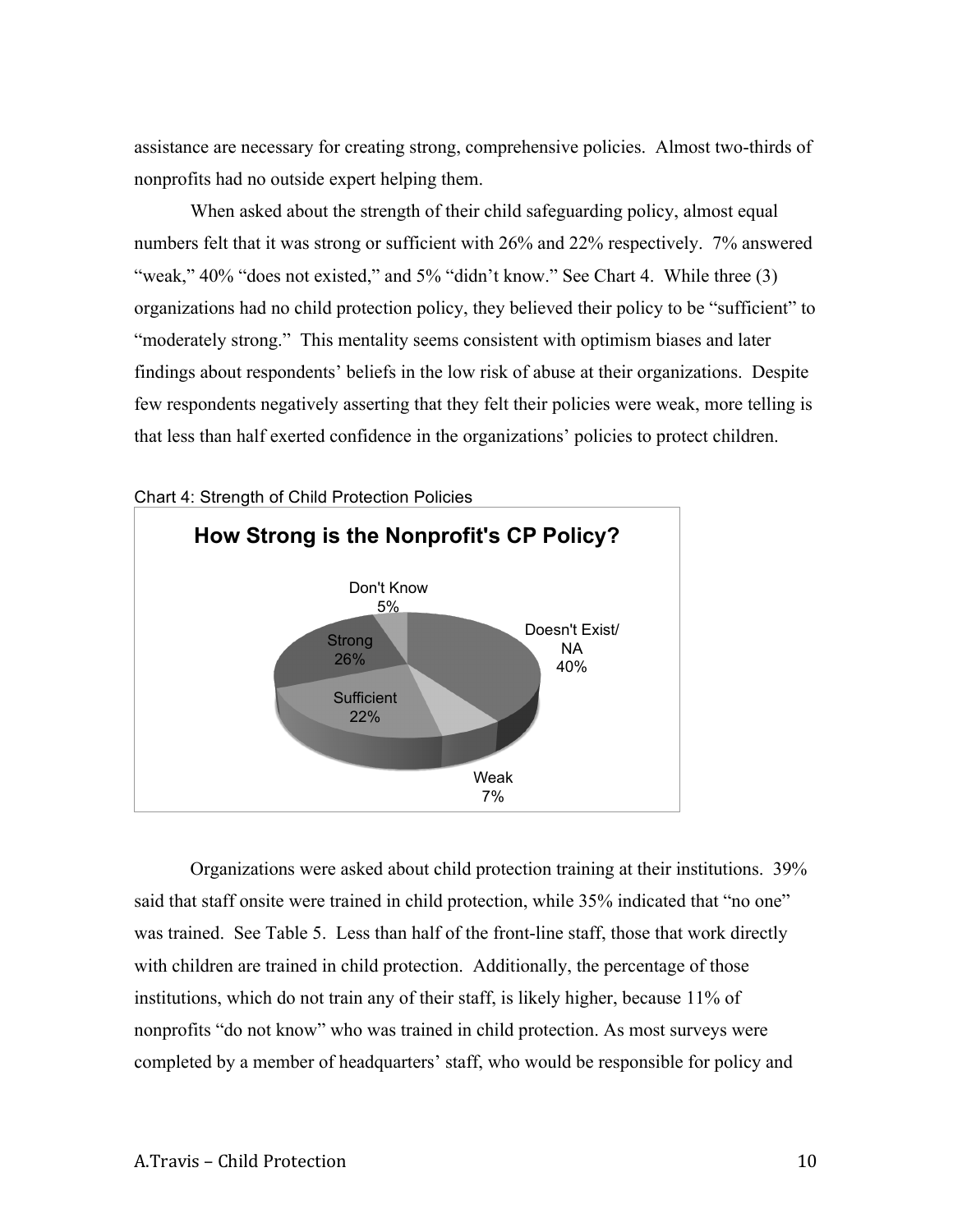assistance are necessary for creating strong, comprehensive policies. Almost two-thirds of nonprofits had no outside expert helping them.

When asked about the strength of their child safeguarding policy, almost equal numbers felt that it was strong or sufficient with 26% and 22% respectively. 7% answered "weak," 40% "does not existed," and 5% "didn't know." See Chart 4. While three (3) organizations had no child protection policy, they believed their policy to be "sufficient" to "moderately strong." This mentality seems consistent with optimism biases and later findings about respondents' beliefs in the low risk of abuse at their organizations. Despite few respondents negatively asserting that they felt their policies were weak, more telling is that less than half exerted confidence in the organizations' policies to protect children.

Chart 4: Strength of Child Protection Policies

**How Strong is the Nonprofit's CP Policy?**

| Response | Percentage |
|---|---|
| Doesn't Exist/ NA | 40% |
| Weak | 7% |
| Sufficient | 22% |
| Strong | 26% |
| Don't Know | 5% |

Organizations were asked about child protection training at their institutions. 39% said that staff onsite were trained in child protection, while 35% indicated that "no one" was trained. See Table 5. Less than half of the front-line staff, those that work directly with children are trained in child protection. Additionally, the percentage of those institutions, which do not train any of their staff, is likely higher, because 11% of nonprofits "do not know" who was trained in child protection. As most surveys were completed by a member of headquarters' staff, who would be responsible for policy and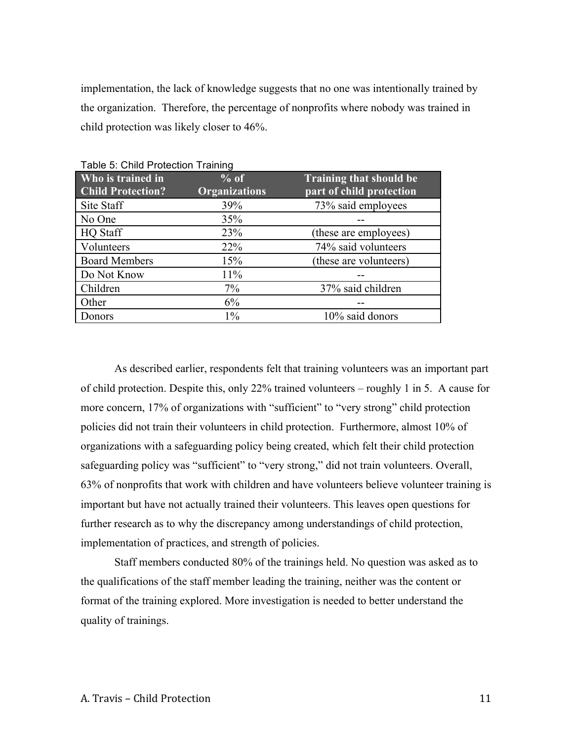implementation, the lack of knowledge suggests that no one was intentionally trained by the organization. Therefore, the percentage of nonprofits where nobody was trained in child protection was likely closer to 46%.

Table 5: Child Protection Training

| Who is trained in Child Protection? | % of Organizations | Training that should be part of child protection |
|---|---|---|
| Site Staff | 39% | 73% said employees |
| No One | 35% | -- |
| HQ Staff | 23% | (these are employees) |
| Volunteers | 22% | 74% said volunteers |
| Board Members | 15% | (these are volunteers) |
| Do Not Know | 11% | -- |
| Children | 7% | 37% said children |
| Other | 6% | -- |
| Donors | 1% | 10% said donors |

As described earlier, respondents felt that training volunteers was an important part of child protection. Despite this, only 22% trained volunteers – roughly 1 in 5. A cause for more concern, 17% of organizations with "sufficient" to "very strong" child protection policies did not train their volunteers in child protection. Furthermore, almost 10% of organizations with a safeguarding policy being created, which felt their child protection safeguarding policy was "sufficient" to "very strong," did not train volunteers. Overall, 63% of nonprofits that work with children and have volunteers believe volunteer training is important but have not actually trained their volunteers. This leaves open questions for further research as to why the discrepancy among understandings of child protection, implementation of practices, and strength of policies.

Staff members conducted 80% of the trainings held. No question was asked as to the qualifications of the staff member leading the training, neither was the content or format of the training explored. More investigation is needed to better understand the quality of trainings.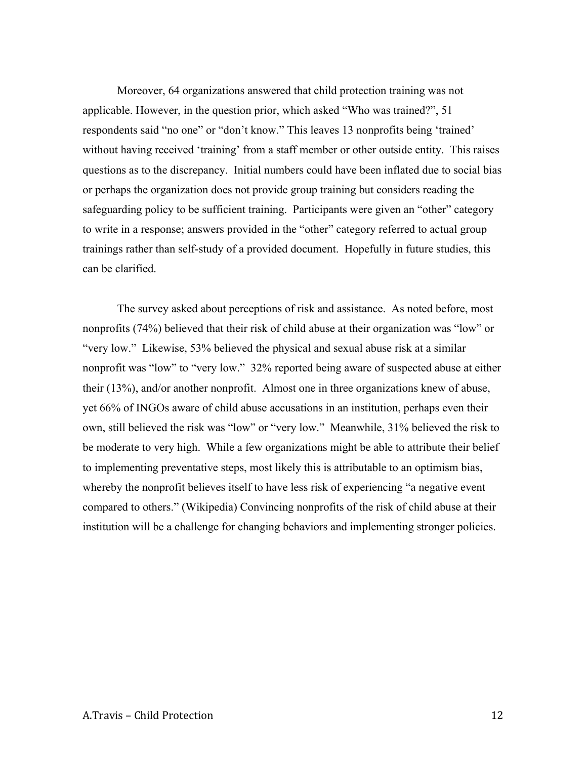Moreover, 64 organizations answered that child protection training was not applicable. However, in the question prior, which asked "Who was trained?", 51 respondents said "no one" or "don't know." This leaves 13 nonprofits being 'trained' without having received 'training' from a staff member or other outside entity. This raises questions as to the discrepancy. Initial numbers could have been inflated due to social bias or perhaps the organization does not provide group training but considers reading the safeguarding policy to be sufficient training. Participants were given an "other" category to write in a response; answers provided in the "other" category referred to actual group trainings rather than self-study of a provided document. Hopefully in future studies, this can be clarified.

The survey asked about perceptions of risk and assistance. As noted before, most nonprofits (74%) believed that their risk of child abuse at their organization was "low" or "very low." Likewise, 53% believed the physical and sexual abuse risk at a similar nonprofit was "low" to "very low." 32% reported being aware of suspected abuse at either their (13%), and/or another nonprofit. Almost one in three organizations knew of abuse, yet 66% of INGOs aware of child abuse accusations in an institution, perhaps even their own, still believed the risk was "low" or "very low." Meanwhile, 31% believed the risk to be moderate to very high. While a few organizations might be able to attribute their belief to implementing preventative steps, most likely this is attributable to an optimism bias, whereby the nonprofit believes itself to have less risk of experiencing "a negative event compared to others." (Wikipedia) Convincing nonprofits of the risk of child abuse at their institution will be a challenge for changing behaviors and implementing stronger policies.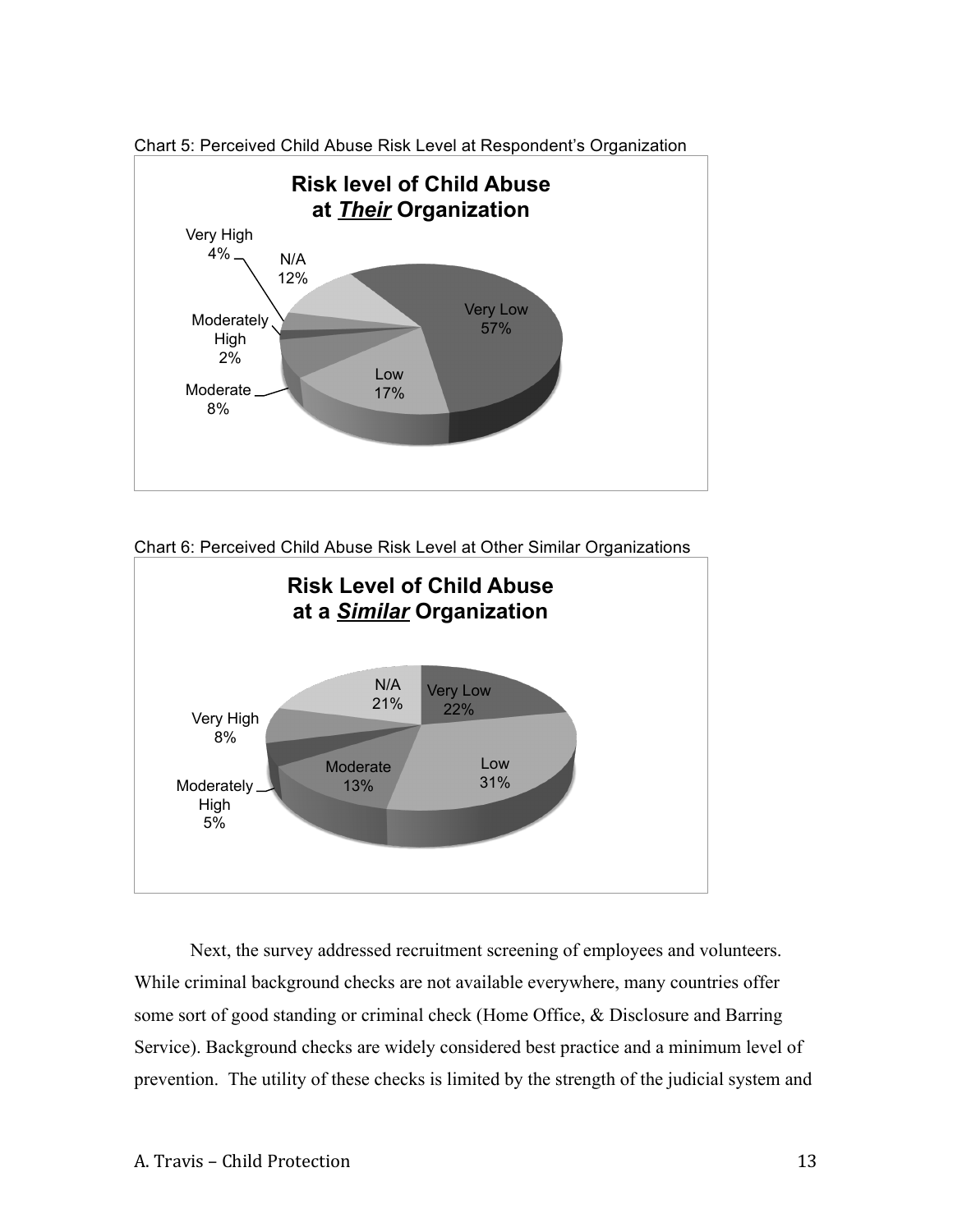Chart 5: Perceived Child Abuse Risk Level at Respondent's Organization

**Risk level of Child Abuse at *Their* Organization**

| Risk Level | Percentage |
|---|---|
| Very Low | 57% |
| Low | 17% |
| Moderate | 8% |
| Moderately High | 2% |
| Very High | 4% |
| N/A | 12% |

Chart 6: Perceived Child Abuse Risk Level at Other Similar Organizations

**Risk Level of Child Abuse at a *Similar* Organization**

| Risk Level | Percentage |
|---|---|
| Very Low | 22% |
| Low | 31% |
| Moderate | 13% |
| Moderately High | 5% |
| Very High | 8% |
| N/A | 21% |

Next, the survey addressed recruitment screening of employees and volunteers. While criminal background checks are not available everywhere, many countries offer some sort of good standing or criminal check (Home Office, & Disclosure and Barring Service). Background checks are widely considered best practice and a minimum level of prevention. The utility of these checks is limited by the strength of the judicial system and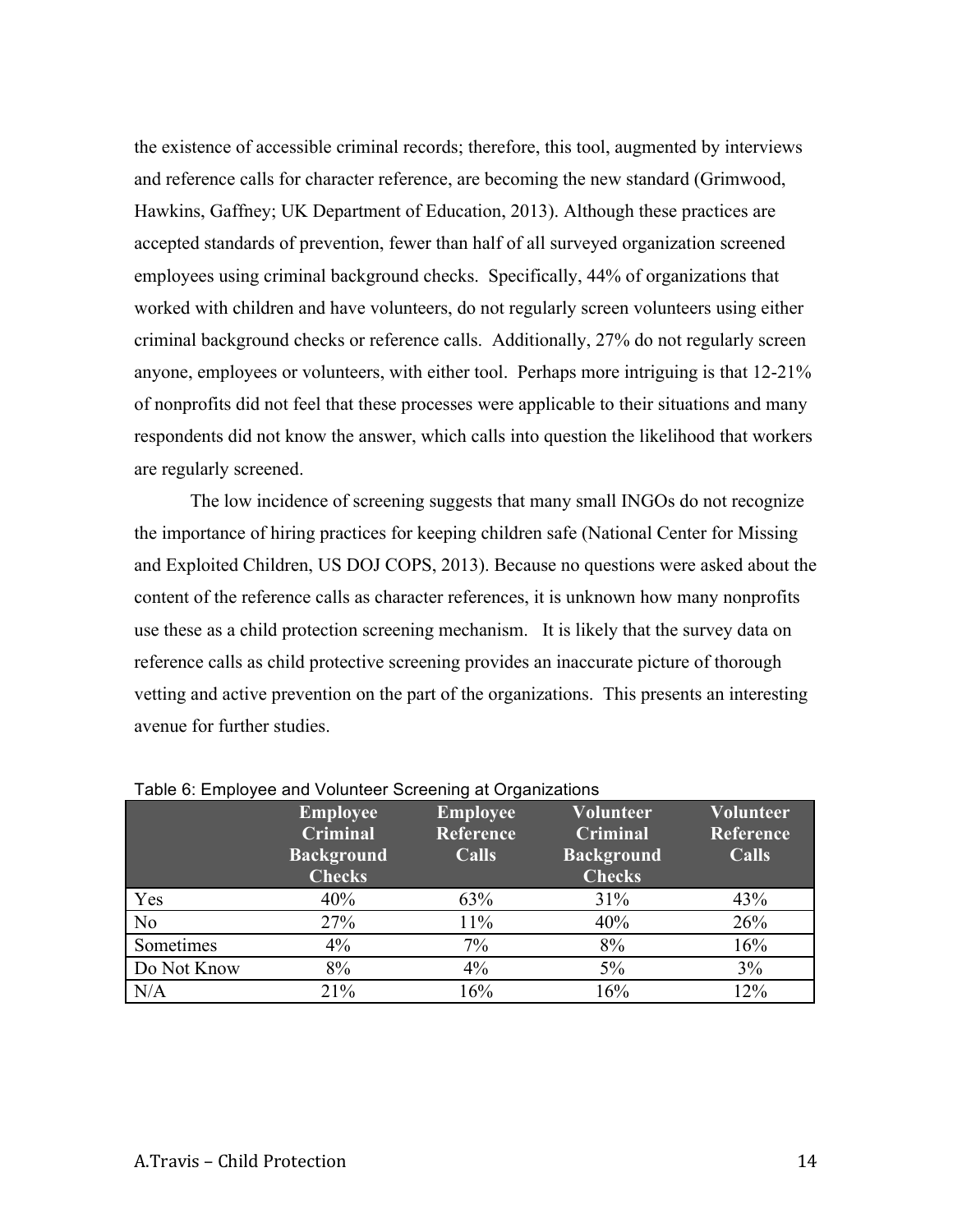the existence of accessible criminal records; therefore, this tool, augmented by interviews and reference calls for character reference, are becoming the new standard (Grimwood, Hawkins, Gaffney; UK Department of Education, 2013). Although these practices are accepted standards of prevention, fewer than half of all surveyed organization screened employees using criminal background checks. Specifically, 44% of organizations that worked with children and have volunteers, do not regularly screen volunteers using either criminal background checks or reference calls. Additionally, 27% do not regularly screen anyone, employees or volunteers, with either tool. Perhaps more intriguing is that 12-21% of nonprofits did not feel that these processes were applicable to their situations and many respondents did not know the answer, which calls into question the likelihood that workers are regularly screened.

The low incidence of screening suggests that many small INGOs do not recognize the importance of hiring practices for keeping children safe (National Center for Missing and Exploited Children, US DOJ COPS, 2013). Because no questions were asked about the content of the reference calls as character references, it is unknown how many nonprofits use these as a child protection screening mechanism. It is likely that the survey data on reference calls as child protective screening provides an inaccurate picture of thorough vetting and active prevention on the part of the organizations. This presents an interesting avenue for further studies.

Table 6: Employee and Volunteer Screening at Organizations

| | Employee Criminal Background Checks | Employee Reference Calls | Volunteer Criminal Background Checks | Volunteer Reference Calls |
|---|---|---|---|---|
| Yes | 40% | 63% | 31% | 43% |
| No | 27% | 11% | 40% | 26% |
| Sometimes | 4% | 7% | 8% | 16% |
| Do Not Know | 8% | 4% | 5% | 3% |
| N/A | 21% | 16% | 16% | 12% |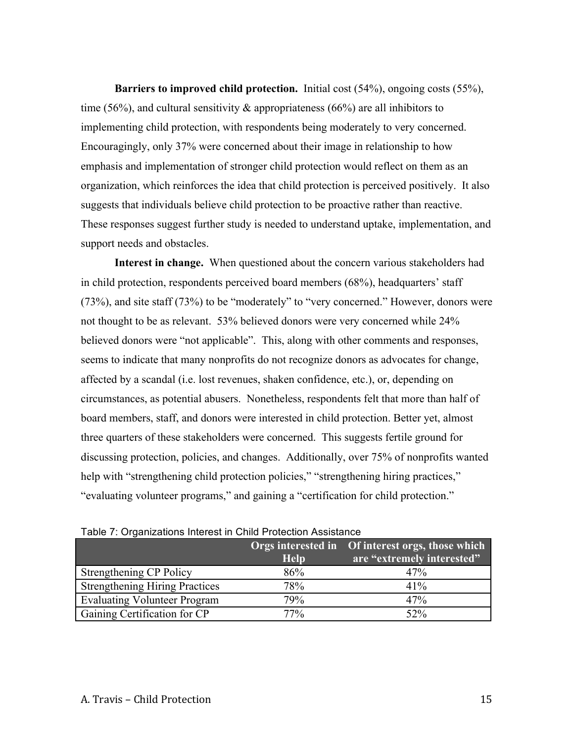**Barriers to improved child protection.** Initial cost (54%), ongoing costs (55%), time (56%), and cultural sensitivity & appropriateness (66%) are all inhibitors to implementing child protection, with respondents being moderately to very concerned. Encouragingly, only 37% were concerned about their image in relationship to how emphasis and implementation of stronger child protection would reflect on them as an organization, which reinforces the idea that child protection is perceived positively. It also suggests that individuals believe child protection to be proactive rather than reactive. These responses suggest further study is needed to understand uptake, implementation, and support needs and obstacles.

**Interest in change.** When questioned about the concern various stakeholders had in child protection, respondents perceived board members (68%), headquarters' staff (73%), and site staff (73%) to be "moderately" to "very concerned." However, donors were not thought to be as relevant. 53% believed donors were very concerned while 24% believed donors were "not applicable". This, along with other comments and responses, seems to indicate that many nonprofits do not recognize donors as advocates for change, affected by a scandal (i.e. lost revenues, shaken confidence, etc.), or, depending on circumstances, as potential abusers. Nonetheless, respondents felt that more than half of board members, staff, and donors were interested in child protection. Better yet, almost three quarters of these stakeholders were concerned. This suggests fertile ground for discussing protection, policies, and changes. Additionally, over 75% of nonprofits wanted help with "strengthening child protection policies," "strengthening hiring practices," "evaluating volunteer programs," and gaining a "certification for child protection."

Table 7: Organizations Interest in Child Protection Assistance

| | Orgs interested in Help | Of interest orgs, those which are "extremely interested" |
|---|---|---|
| Strengthening CP Policy | 86% | 47% |
| Strengthening Hiring Practices | 78% | 41% |
| Evaluating Volunteer Program | 79% | 47% |
| Gaining Certification for CP | 77% | 52% |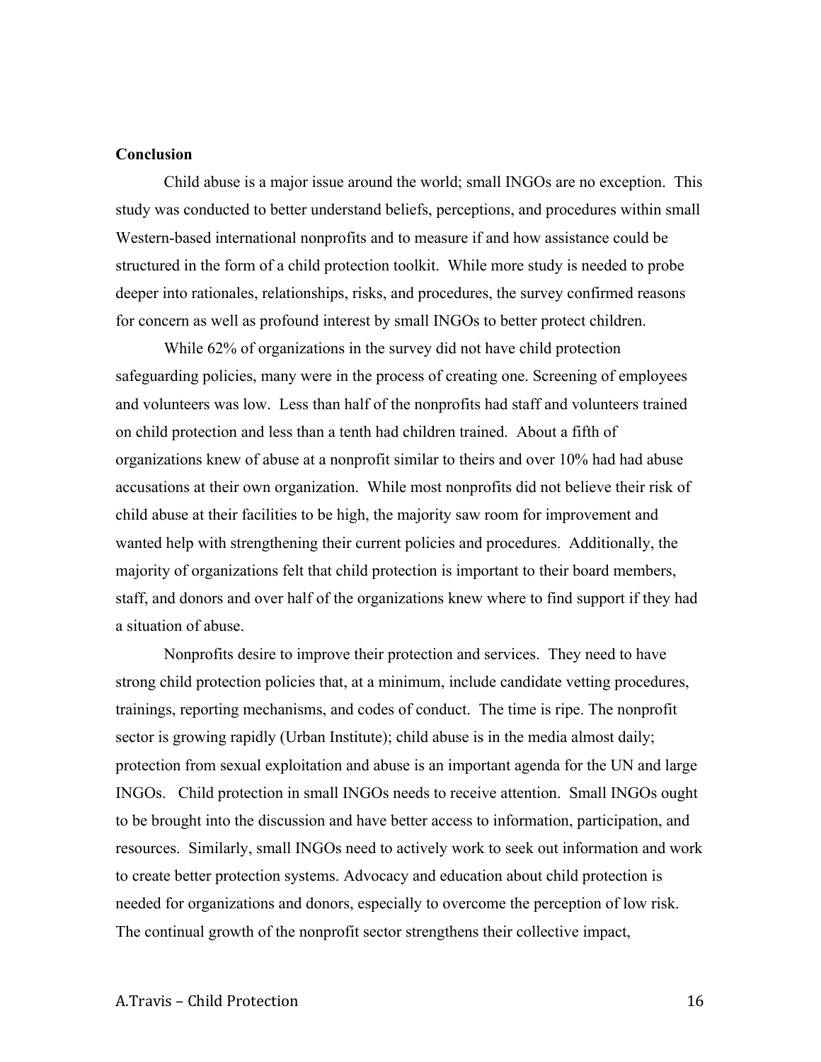## Conclusion

Child abuse is a major issue around the world; small INGOs are no exception. This study was conducted to better understand beliefs, perceptions, and procedures within small Western-based international nonprofits and to measure if and how assistance could be structured in the form of a child protection toolkit. While more study is needed to probe deeper into rationales, relationships, risks, and procedures, the survey confirmed reasons for concern as well as profound interest by small INGOs to better protect children.

While 62% of organizations in the survey did not have child protection safeguarding policies, many were in the process of creating one. Screening of employees and volunteers was low. Less than half of the nonprofits had staff and volunteers trained on child protection and less than a tenth had children trained. About a fifth of organizations knew of abuse at a nonprofit similar to theirs and over 10% had had abuse accusations at their own organization. While most nonprofits did not believe their risk of child abuse at their facilities to be high, the majority saw room for improvement and wanted help with strengthening their current policies and procedures. Additionally, the majority of organizations felt that child protection is important to their board members, staff, and donors and over half of the organizations knew where to find support if they had a situation of abuse.

Nonprofits desire to improve their protection and services. They need to have strong child protection policies that, at a minimum, include candidate vetting procedures, trainings, reporting mechanisms, and codes of conduct. The time is ripe. The nonprofit sector is growing rapidly (Urban Institute); child abuse is in the media almost daily; protection from sexual exploitation and abuse is an important agenda for the UN and large INGOs. Child protection in small INGOs needs to receive attention. Small INGOs ought to be brought into the discussion and have better access to information, participation, and resources. Similarly, small INGOs need to actively work to seek out information and work to create better protection systems. Advocacy and education about child protection is needed for organizations and donors, especially to overcome the perception of low risk. The continual growth of the nonprofit sector strengthens their collective impact,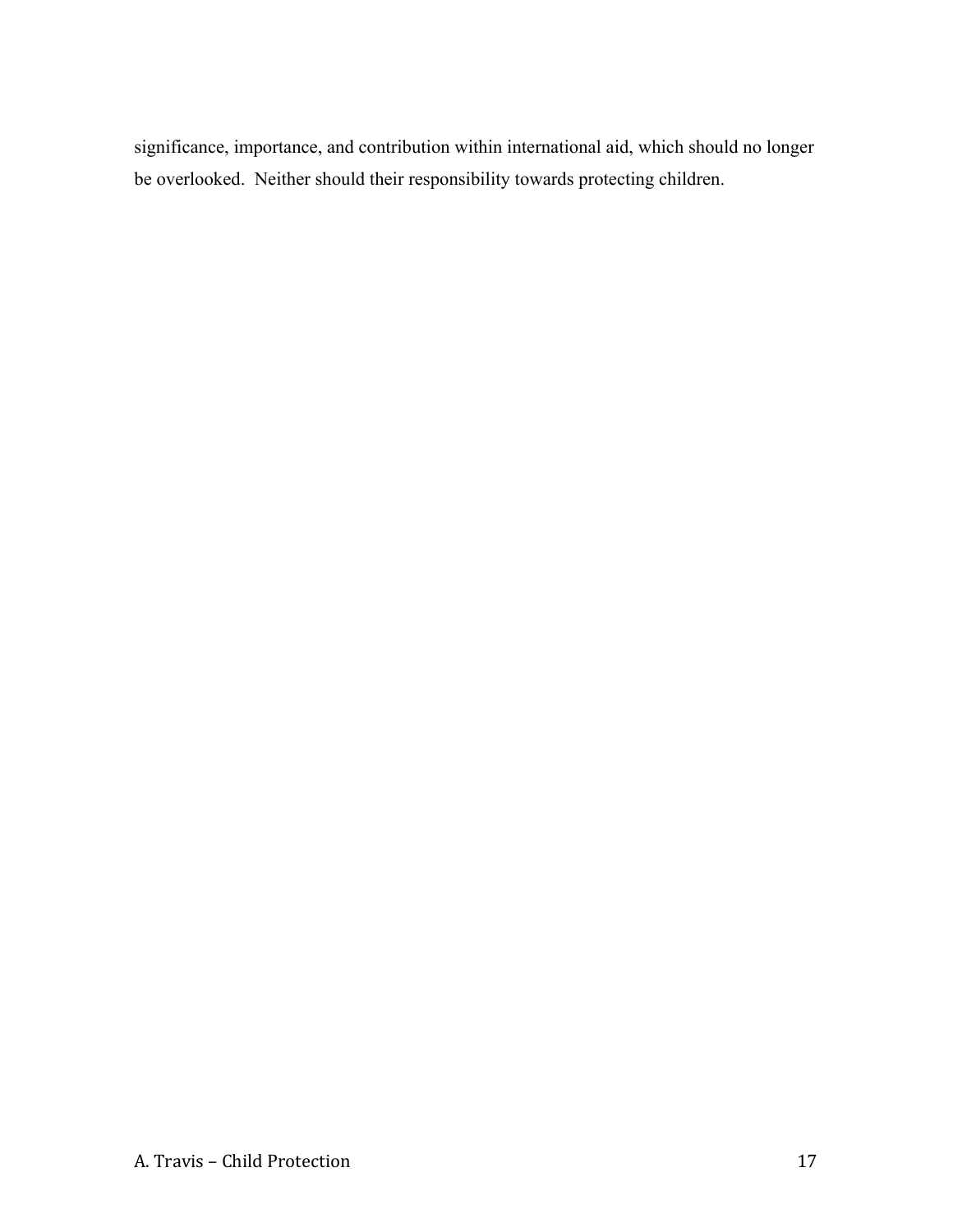significance, importance, and contribution within international aid, which should no longer be overlooked. Neither should their responsibility towards protecting children.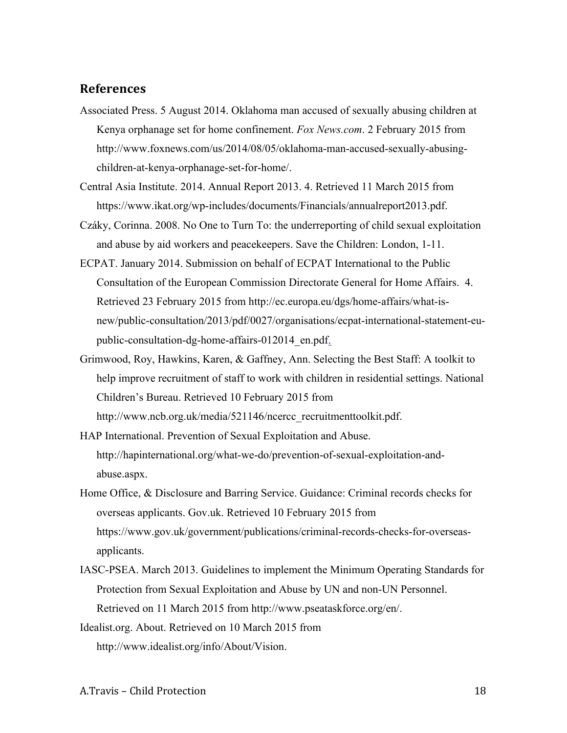## References

Associated Press. 5 August 2014. Oklahoma man accused of sexually abusing children at Kenya orphanage set for home confinement. *Fox News.com*. 2 February 2015 from http://www.foxnews.com/us/2014/08/05/oklahoma-man-accused-sexually-abusing-children-at-kenya-orphanage-set-for-home/.

Central Asia Institute. 2014. Annual Report 2013. 4. Retrieved 11 March 2015 from https://www.ikat.org/wp-includes/documents/Financials/annualreport2013.pdf.

Czáky, Corinna. 2008. No One to Turn To: the underreporting of child sexual exploitation and abuse by aid workers and peacekeepers. Save the Children: London, 1-11.

ECPAT. January 2014. Submission on behalf of ECPAT International to the Public Consultation of the European Commission Directorate General for Home Affairs. 4. Retrieved 23 February 2015 from http://ec.europa.eu/dgs/home-affairs/what-is-new/public-consultation/2013/pdf/0027/organisations/ecpat-international-statement-eu-public-consultation-dg-home-affairs-012014_en.pdf.

Grimwood, Roy, Hawkins, Karen, & Gaffney, Ann. Selecting the Best Staff: A toolkit to help improve recruitment of staff to work with children in residential settings. National Children's Bureau. Retrieved 10 February 2015 from http://www.ncb.org.uk/media/521146/ncercc_recruitmenttoolkit.pdf.

HAP International. Prevention of Sexual Exploitation and Abuse. http://hapinternational.org/what-we-do/prevention-of-sexual-exploitation-and-abuse.aspx.

Home Office, & Disclosure and Barring Service. Guidance: Criminal records checks for overseas applicants. Gov.uk. Retrieved 10 February 2015 from https://www.gov.uk/government/publications/criminal-records-checks-for-overseas-applicants.

IASC-PSEA. March 2013. Guidelines to implement the Minimum Operating Standards for Protection from Sexual Exploitation and Abuse by UN and non-UN Personnel. Retrieved on 11 March 2015 from http://www.pseataskforce.org/en/.

Idealist.org. About. Retrieved on 10 March 2015 from http://www.idealist.org/info/About/Vision.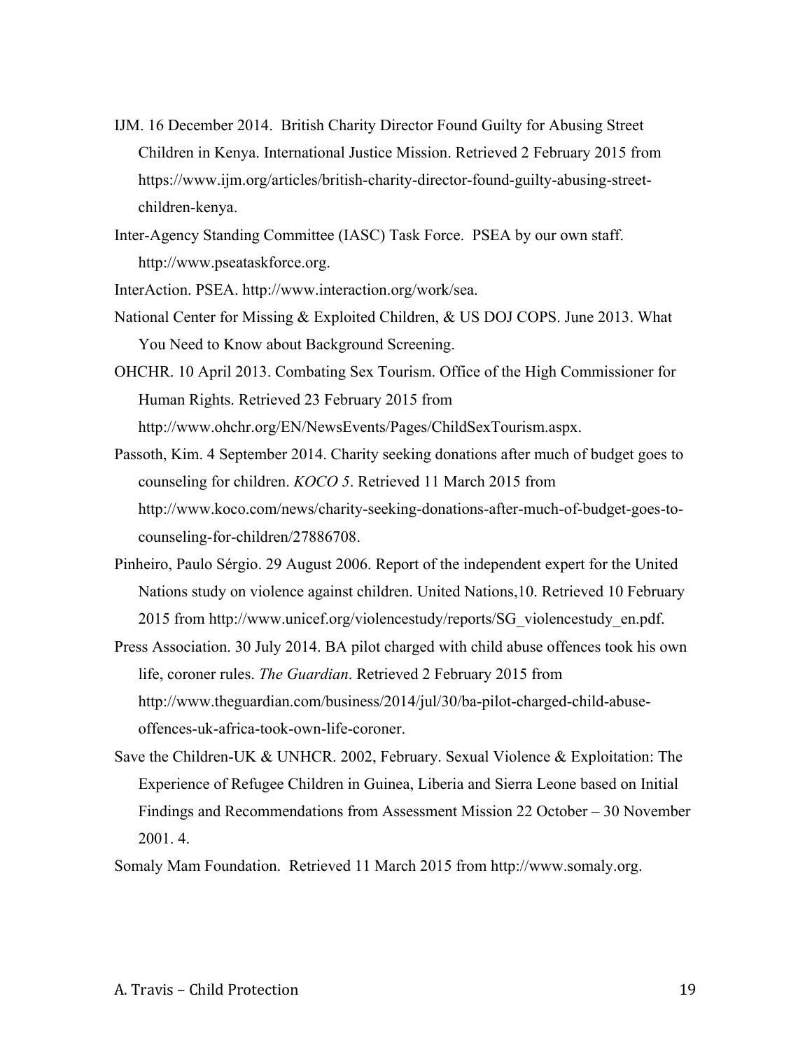IJM. 16 December 2014. British Charity Director Found Guilty for Abusing Street Children in Kenya. International Justice Mission. Retrieved 2 February 2015 from https://www.ijm.org/articles/british-charity-director-found-guilty-abusing-street-children-kenya.

Inter-Agency Standing Committee (IASC) Task Force. PSEA by our own staff. http://www.pseataskforce.org.

InterAction. PSEA. http://www.interaction.org/work/sea.

National Center for Missing & Exploited Children, & US DOJ COPS. June 2013. What You Need to Know about Background Screening.

OHCHR. 10 April 2013. Combating Sex Tourism. Office of the High Commissioner for Human Rights. Retrieved 23 February 2015 from http://www.ohchr.org/EN/NewsEvents/Pages/ChildSexTourism.aspx.

Passoth, Kim. 4 September 2014. Charity seeking donations after much of budget goes to counseling for children. *KOCO 5*. Retrieved 11 March 2015 from http://www.koco.com/news/charity-seeking-donations-after-much-of-budget-goes-to-counseling-for-children/27886708.

Pinheiro, Paulo Sérgio. 29 August 2006. Report of the independent expert for the United Nations study on violence against children. United Nations,10. Retrieved 10 February 2015 from http://www.unicef.org/violencestudy/reports/SG_violencestudy_en.pdf.

Press Association. 30 July 2014. BA pilot charged with child abuse offences took his own life, coroner rules. *The Guardian*. Retrieved 2 February 2015 from http://www.theguardian.com/business/2014/jul/30/ba-pilot-charged-child-abuse-offences-uk-africa-took-own-life-coroner.

Save the Children-UK & UNHCR. 2002, February. Sexual Violence & Exploitation: The Experience of Refugee Children in Guinea, Liberia and Sierra Leone based on Initial Findings and Recommendations from Assessment Mission 22 October – 30 November 2001. 4.

Somaly Mam Foundation. Retrieved 11 March 2015 from http://www.somaly.org.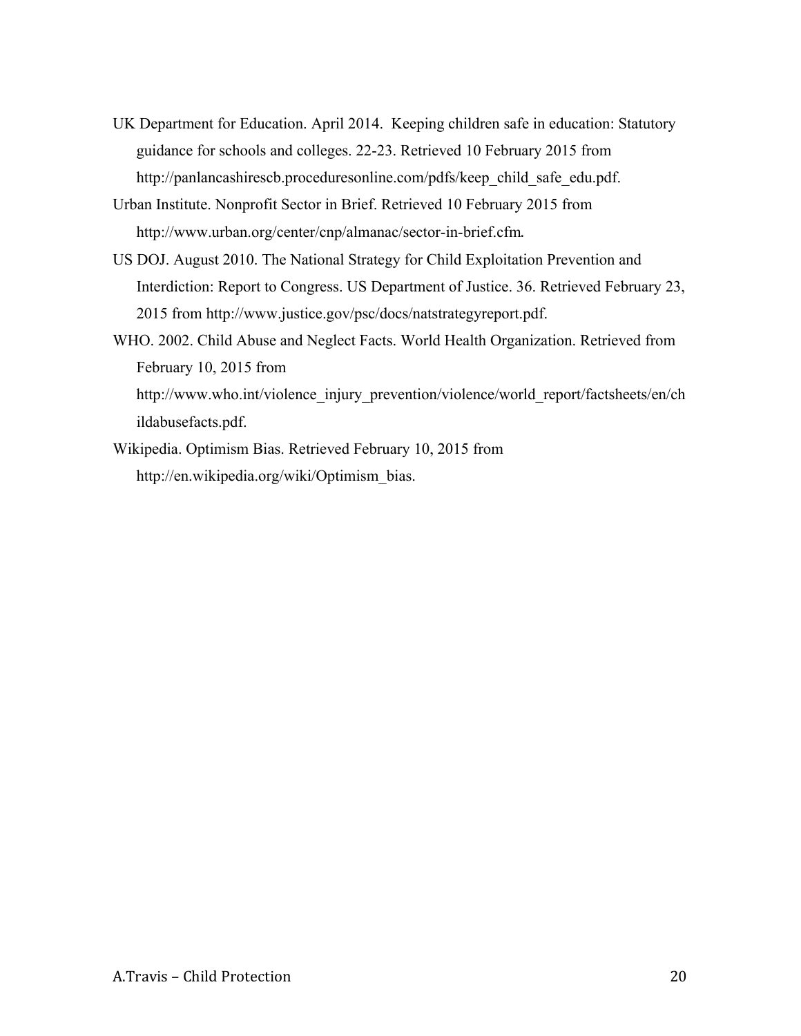UK Department for Education. April 2014. Keeping children safe in education: Statutory guidance for schools and colleges. 22-23. Retrieved 10 February 2015 from http://panlancashirescb.proceduresonline.com/pdfs/keep_child_safe_edu.pdf.

Urban Institute. Nonprofit Sector in Brief. Retrieved 10 February 2015 from http://www.urban.org/center/cnp/almanac/sector-in-brief.cfm.

US DOJ. August 2010. The National Strategy for Child Exploitation Prevention and Interdiction: Report to Congress. US Department of Justice. 36. Retrieved February 23, 2015 from http://www.justice.gov/psc/docs/natstrategyreport.pdf.

WHO. 2002. Child Abuse and Neglect Facts. World Health Organization. Retrieved from February 10, 2015 from http://www.who.int/violence_injury_prevention/violence/world_report/factsheets/en/childabusefacts.pdf.

Wikipedia. Optimism Bias. Retrieved February 10, 2015 from http://en.wikipedia.org/wiki/Optimism_bias.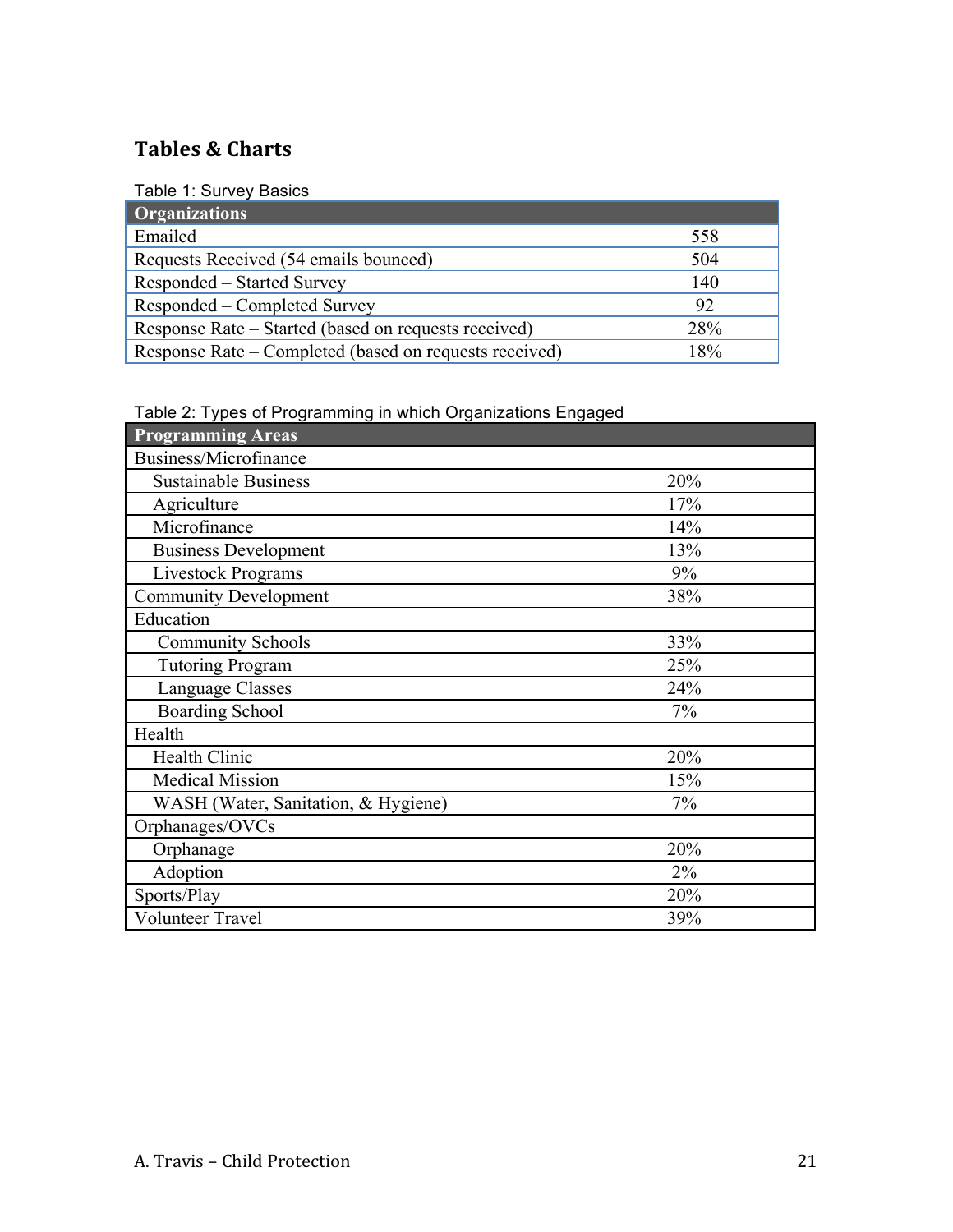## Tables & Charts

Table 1: Survey Basics

| Organizations | |
|---|---|
| Emailed | 558 |
| Requests Received (54 emails bounced) | 504 |
| Responded – Started Survey | 140 |
| Responded – Completed Survey | 92 |
| Response Rate – Started (based on requests received) | 28% |
| Response Rate – Completed (based on requests received) | 18% |

Table 2: Types of Programming in which Organizations Engaged

| Programming Areas | |
|---|---|
| Business/Microfinance | |
| Sustainable Business | 20% |
| Agriculture | 17% |
| Microfinance | 14% |
| Business Development | 13% |
| Livestock Programs | 9% |
| Community Development | 38% |
| Education | |
| Community Schools | 33% |
| Tutoring Program | 25% |
| Language Classes | 24% |
| Boarding School | 7% |
| Health | |
| Health Clinic | 20% |
| Medical Mission | 15% |
| WASH (Water, Sanitation, & Hygiene) | 7% |
| Orphanages/OVCs | |
| Orphanage | 20% |
| Adoption | 2% |
| Sports/Play | 20% |
| Volunteer Travel | 39% |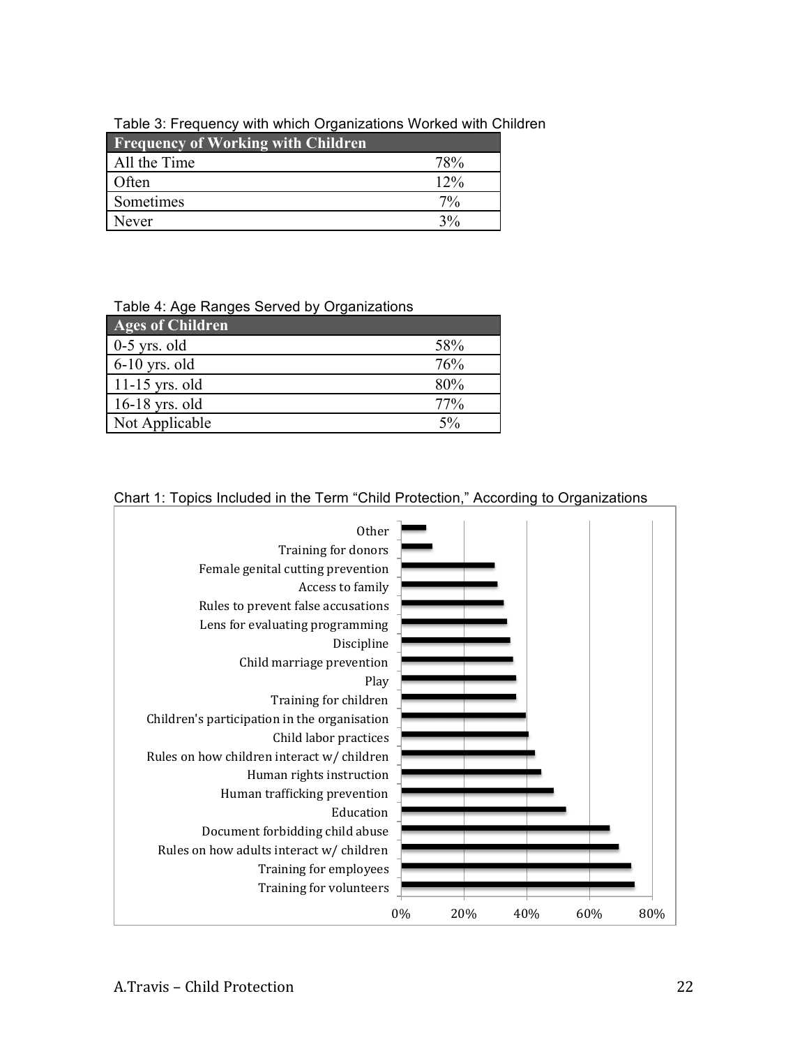Table 3: Frequency with which Organizations Worked with Children

| Frequency of Working with Children | |
|---|---|
| All the Time | 78% |
| Often | 12% |
| Sometimes | 7% |
| Never | 3% |

Table 4: Age Ranges Served by Organizations

| Ages of Children | |
|---|---|
| 0-5 yrs. old | 58% |
| 6-10 yrs. old | 76% |
| 11-15 yrs. old | 80% |
| 16-18 yrs. old | 77% |
| Not Applicable | 5% |

Chart 1: Topics Included in the Term "Child Protection," According to Organizations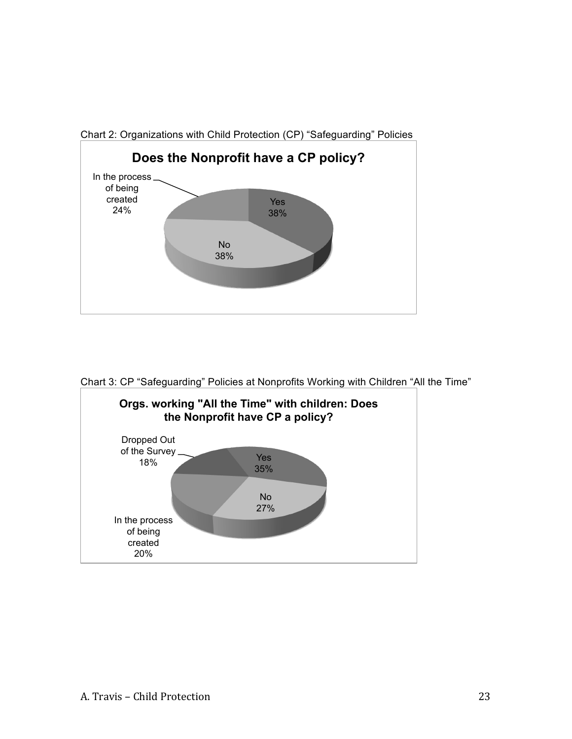Chart 2: Organizations with Child Protection (CP) “Safeguarding” Policies

**Does the Nonprofit have a CP policy?**

| Response | Percentage |
| --- | --- |
| Yes | 38% |
| No | 38% |
| In the process of being created | 24% |

Chart 3: CP “Safeguarding” Policies at Nonprofits Working with Children “All the Time”

**Orgs. working "All the Time" with children: Does the Nonprofit have CP a policy?**

| Response | Percentage |
| --- | --- |
| Yes | 35% |
| No | 27% |
| In the process of being created | 20% |
| Dropped Out of the Survey | 18% |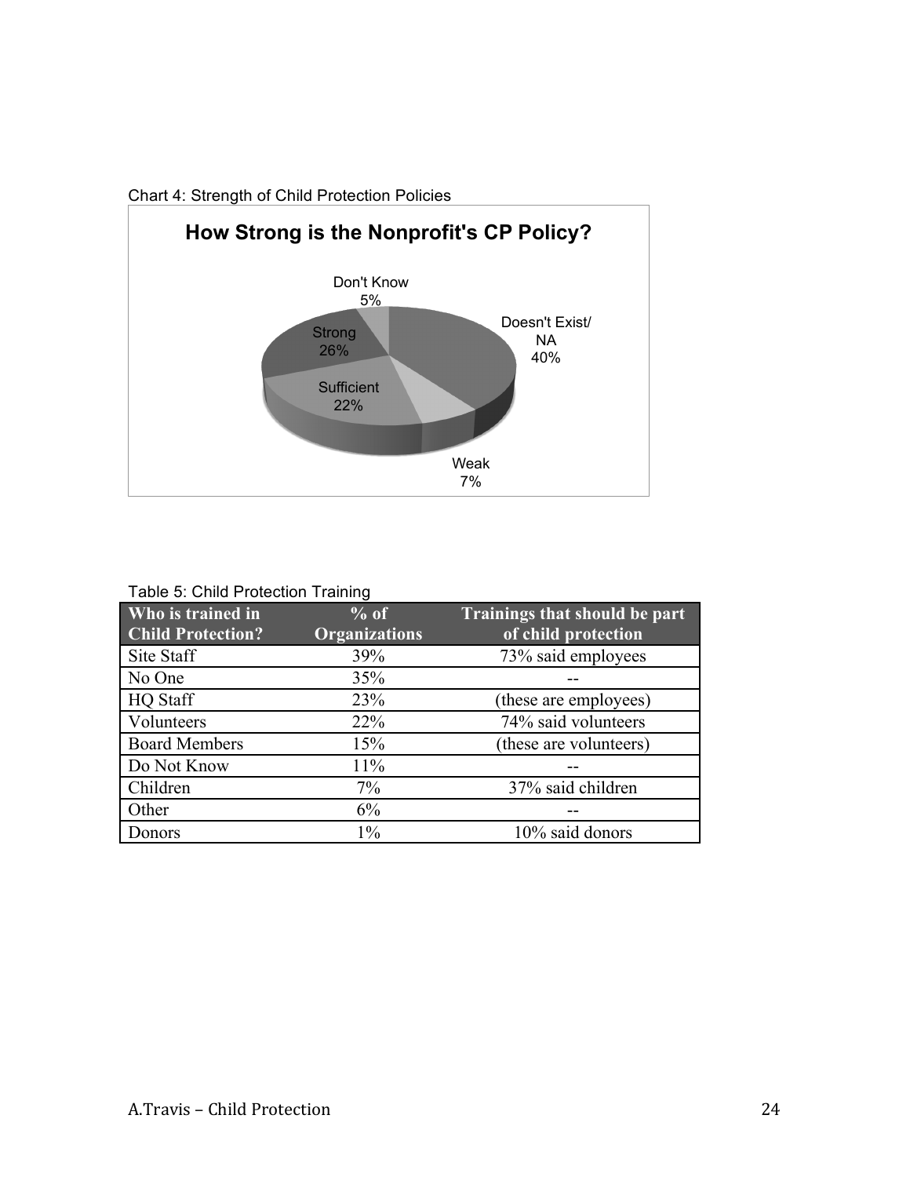Chart 4: Strength of Child Protection Policies

**How Strong is the Nonprofit's CP Policy?**

Don't Know 5%

Doesn't Exist/ NA 40%

Strong 26%

Sufficient 22%

Weak 7%

Table 5: Child Protection Training

| Who is trained in Child Protection? | % of Organizations | Trainings that should be part of child protection |
|---|---|---|
| Site Staff | 39% | 73% said employees |
| No One | 35% | -- |
| HQ Staff | 23% | (these are employees) |
| Volunteers | 22% | 74% said volunteers |
| Board Members | 15% | (these are volunteers) |
| Do Not Know | 11% | -- |
| Children | 7% | 37% said children |
| Other | 6% | -- |
| Donors | 1% | 10% said donors |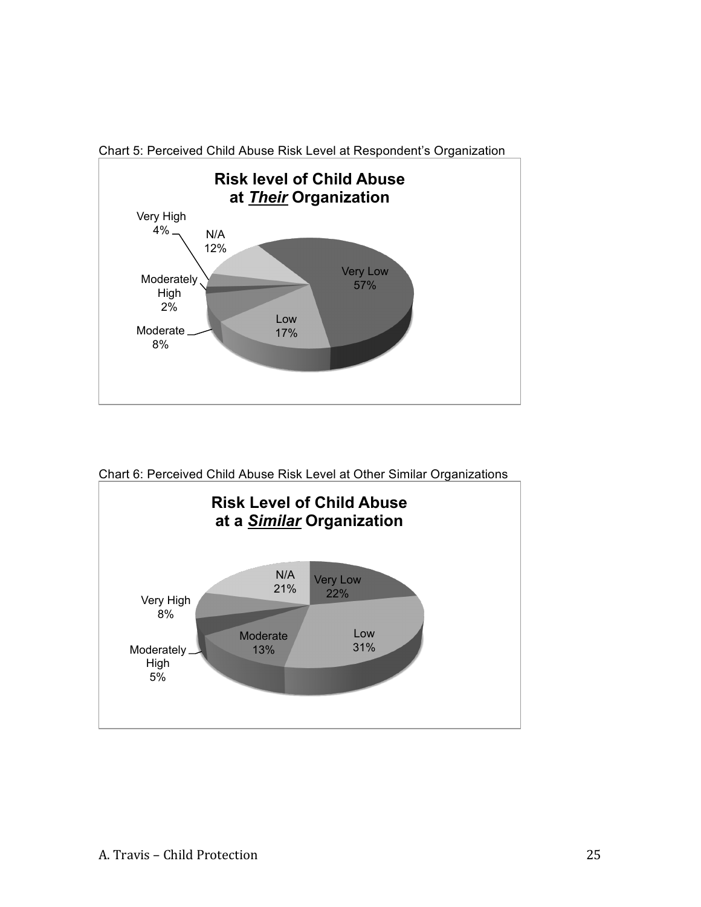Chart 5: Perceived Child Abuse Risk Level at Respondent's Organization

**Risk level of Child Abuse at *Their* Organization**

| Risk Level | Percentage |
|---|---|
| Very Low | 57% |
| Low | 17% |
| Moderate | 8% |
| Moderately High | 2% |
| Very High | 4% |
| N/A | 12% |

Chart 6: Perceived Child Abuse Risk Level at Other Similar Organizations

**Risk Level of Child Abuse at a *Similar* Organization**

| Risk Level | Percentage |
|---|---|
| Very Low | 22% |
| Low | 31% |
| Moderate | 13% |
| Moderately High | 5% |
| Very High | 8% |
| N/A | 21% |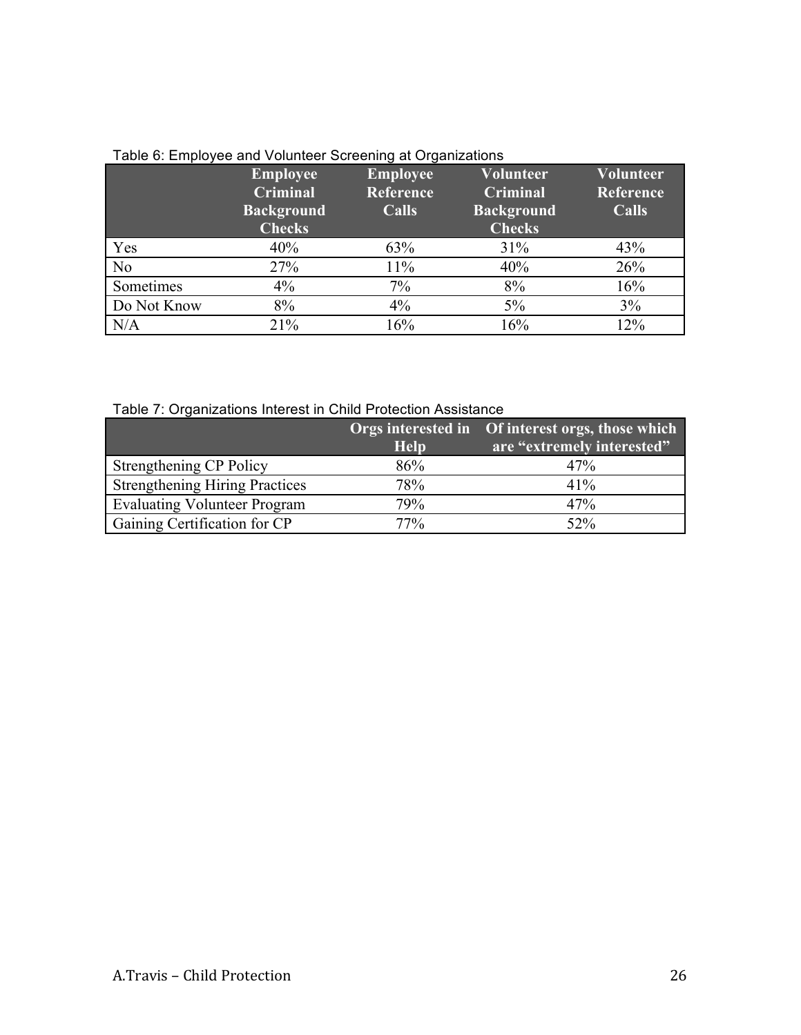Table 6: Employee and Volunteer Screening at Organizations

| | Employee Criminal Background Checks | Employee Reference Calls | Volunteer Criminal Background Checks | Volunteer Reference Calls |
|---|---|---|---|---|
| Yes | 40% | 63% | 31% | 43% |
| No | 27% | 11% | 40% | 26% |
| Sometimes | 4% | 7% | 8% | 16% |
| Do Not Know | 8% | 4% | 5% | 3% |
| N/A | 21% | 16% | 16% | 12% |

Table 7: Organizations Interest in Child Protection Assistance

| | Orgs interested in Help | Of interest orgs, those which are "extremely interested" |
|---|---|---|
| Strengthening CP Policy | 86% | 47% |
| Strengthening Hiring Practices | 78% | 41% |
| Evaluating Volunteer Program | 79% | 47% |
| Gaining Certification for CP | 77% | 52% |